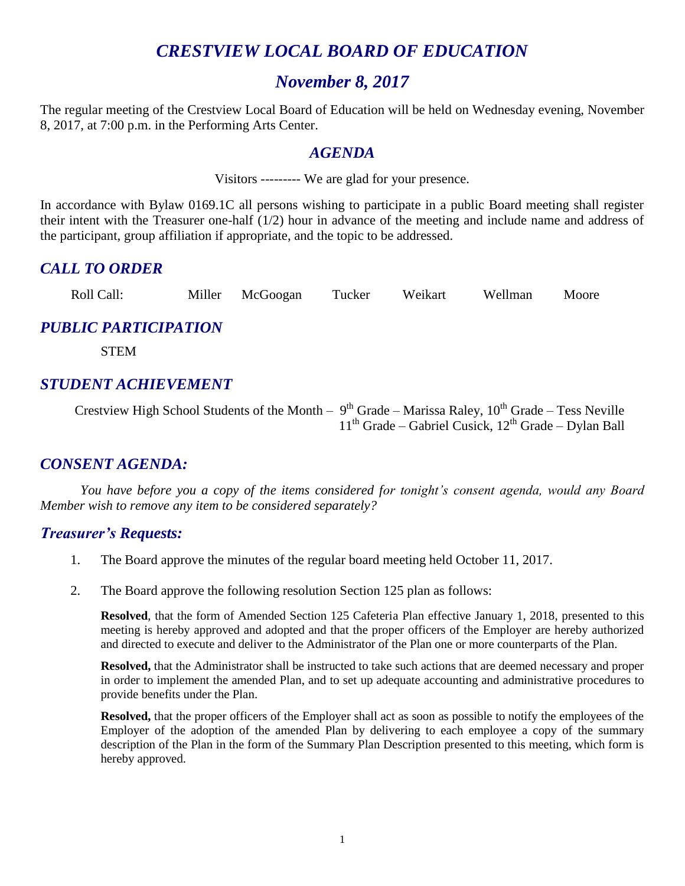# *CRESTVIEW LOCAL BOARD OF EDUCATION*

## *November 8, 2017*

The regular meeting of the Crestview Local Board of Education will be held on Wednesday evening, November 8, 2017, at 7:00 p.m. in the Performing Arts Center.

## *AGENDA*

Visitors --------- We are glad for your presence.

In accordance with Bylaw 0169.1C all persons wishing to participate in a public Board meeting shall register their intent with the Treasurer one-half (1/2) hour in advance of the meeting and include name and address of the participant, group affiliation if appropriate, and the topic to be addressed.

## *CALL TO ORDER*

Roll Call: Miller McGoogan Tucker Weikart Wellman Moore

## *PUBLIC PARTICIPATION*

STEM

## *STUDENT ACHIEVEMENT*

Crestview High School Students of the Month – 9th Grade – Marissa Raley, 10th Grade – Tess Neville
11th Grade – Gabriel Cusick, 12th Grade – Dylan Ball

## *CONSENT AGENDA:*

*You have before you a copy of the items considered for tonight's consent agenda, would any Board Member wish to remove any item to be considered separately?*

### *Treasurer's Requests:*

1. The Board approve the minutes of the regular board meeting held October 11, 2017.

2. The Board approve the following resolution Section 125 plan as follows:

   **Resolved**, that the form of Amended Section 125 Cafeteria Plan effective January 1, 2018, presented to this meeting is hereby approved and adopted and that the proper officers of the Employer are hereby authorized and directed to execute and deliver to the Administrator of the Plan one or more counterparts of the Plan.

   **Resolved,** that the Administrator shall be instructed to take such actions that are deemed necessary and proper in order to implement the amended Plan, and to set up adequate accounting and administrative procedures to provide benefits under the Plan.

   **Resolved,** that the proper officers of the Employer shall act as soon as possible to notify the employees of the Employer of the adoption of the amended Plan by delivering to each employee a copy of the summary description of the Plan in the form of the Summary Plan Description presented to this meeting, which form is hereby approved.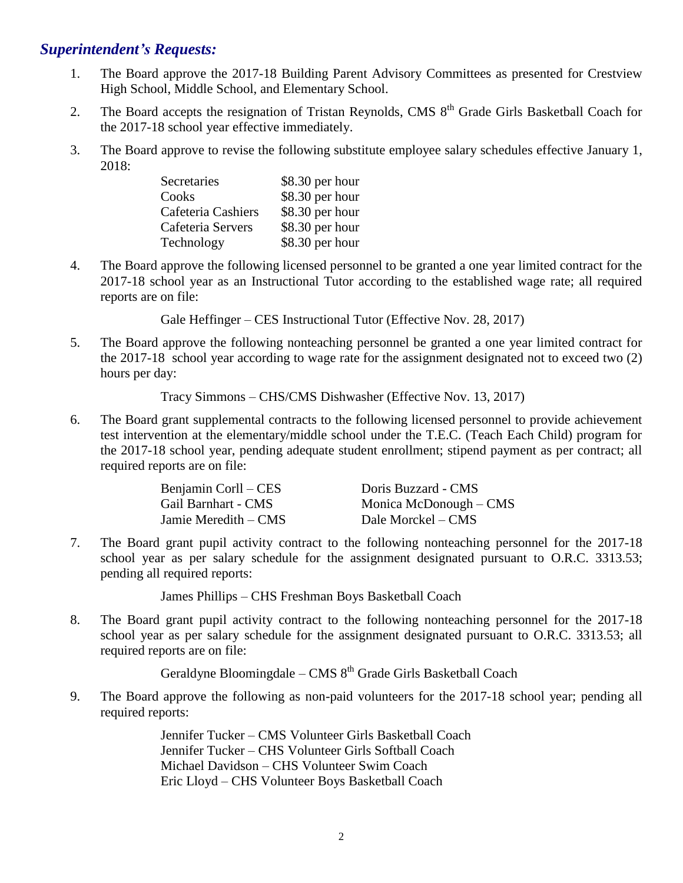## *Superintendent's Requests:*

1. The Board approve the 2017-18 Building Parent Advisory Committees as presented for Crestview High School, Middle School, and Elementary School.

2. The Board accepts the resignation of Tristan Reynolds, CMS 8th Grade Girls Basketball Coach for the 2017-18 school year effective immediately.

3. The Board approve to revise the following substitute employee salary schedules effective January 1, 2018:

| | |
|---|---|
| Secretaries | $8.30 per hour |
| Cooks | $8.30 per hour |
| Cafeteria Cashiers | $8.30 per hour |
| Cafeteria Servers | $8.30 per hour |
| Technology | $8.30 per hour |

4. The Board approve the following licensed personnel to be granted a one year limited contract for the 2017-18 school year as an Instructional Tutor according to the established wage rate; all required reports are on file:

   Gale Heffinger – CES Instructional Tutor (Effective Nov. 28, 2017)

5. The Board approve the following nonteaching personnel be granted a one year limited contract for the 2017-18 school year according to wage rate for the assignment designated not to exceed two (2) hours per day:

   Tracy Simmons – CHS/CMS Dishwasher (Effective Nov. 13, 2017)

6. The Board grant supplemental contracts to the following licensed personnel to provide achievement test intervention at the elementary/middle school under the T.E.C. (Teach Each Child) program for the 2017-18 school year, pending adequate student enrollment; stipend payment as per contract; all required reports are on file:

| | |
|---|---|
| Benjamin Corll – CES | Doris Buzzard - CMS |
| Gail Barnhart - CMS | Monica McDonough – CMS |
| Jamie Meredith – CMS | Dale Morckel – CMS |

7. The Board grant pupil activity contract to the following nonteaching personnel for the 2017-18 school year as per salary schedule for the assignment designated pursuant to O.R.C. 3313.53; pending all required reports:

   James Phillips – CHS Freshman Boys Basketball Coach

8. The Board grant pupil activity contract to the following nonteaching personnel for the 2017-18 school year as per salary schedule for the assignment designated pursuant to O.R.C. 3313.53; all required reports are on file:

   Geraldyne Bloomingdale – CMS 8th Grade Girls Basketball Coach

9. The Board approve the following as non-paid volunteers for the 2017-18 school year; pending all required reports:

   Jennifer Tucker – CMS Volunteer Girls Basketball Coach
   Jennifer Tucker – CHS Volunteer Girls Softball Coach
   Michael Davidson – CHS Volunteer Swim Coach
   Eric Lloyd – CHS Volunteer Boys Basketball Coach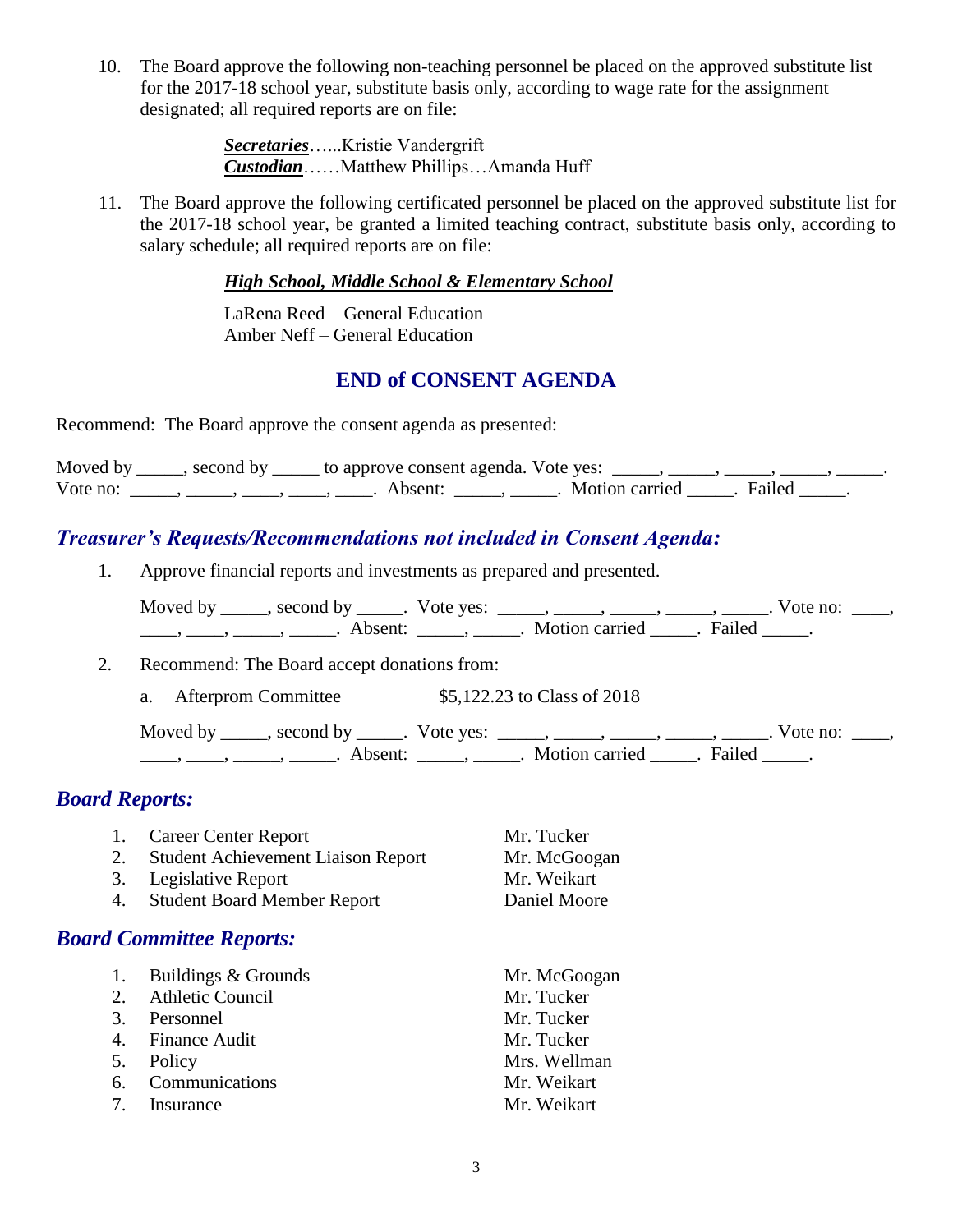10. The Board approve the following non-teaching personnel be placed on the approved substitute list for the 2017-18 school year, substitute basis only, according to wage rate for the assignment designated; all required reports are on file:

    ***Secretaries***…...Kristie Vandergrift
    ***Custodian***……Matthew Phillips…Amanda Huff

11. The Board approve the following certificated personnel be placed on the approved substitute list for the 2017-18 school year, be granted a limited teaching contract, substitute basis only, according to salary schedule; all required reports are on file:

    ***High School, Middle School & Elementary School***

    LaRena Reed – General Education
    Amber Neff – General Education

## END of CONSENT AGENDA

Recommend: The Board approve the consent agenda as presented:

Moved by _____, second by _____ to approve consent agenda. Vote yes: _____, _____, _____, _____, _____. Vote no: _____, _____, ____, ____, ____. Absent: _____, _____. Motion carried _____. Failed _____.

## *Treasurer's Requests/Recommendations not included in Consent Agenda:*

1. Approve financial reports and investments as prepared and presented.

   Moved by _____, second by _____. Vote yes: _____, _____, _____, _____, _____. Vote no: ____, ____, ____, _____, _____. Absent: _____, _____. Motion carried _____. Failed _____.

2. Recommend: The Board accept donations from:

   a. Afterprom Committee $5,122.23 to Class of 2018

   Moved by _____, second by _____. Vote yes: _____, _____, _____, _____, _____. Vote no: ____, ____, ____, _____, _____. Absent: _____, _____. Motion carried _____. Failed _____.

## *Board Reports:*

1. Career Center Report — Mr. Tucker
2. Student Achievement Liaison Report — Mr. McGoogan
3. Legislative Report — Mr. Weikart
4. Student Board Member Report — Daniel Moore

## *Board Committee Reports:*

1. Buildings & Grounds — Mr. McGoogan
2. Athletic Council — Mr. Tucker
3. Personnel — Mr. Tucker
4. Finance Audit — Mr. Tucker
5. Policy — Mrs. Wellman
6. Communications — Mr. Weikart
7. Insurance — Mr. Weikart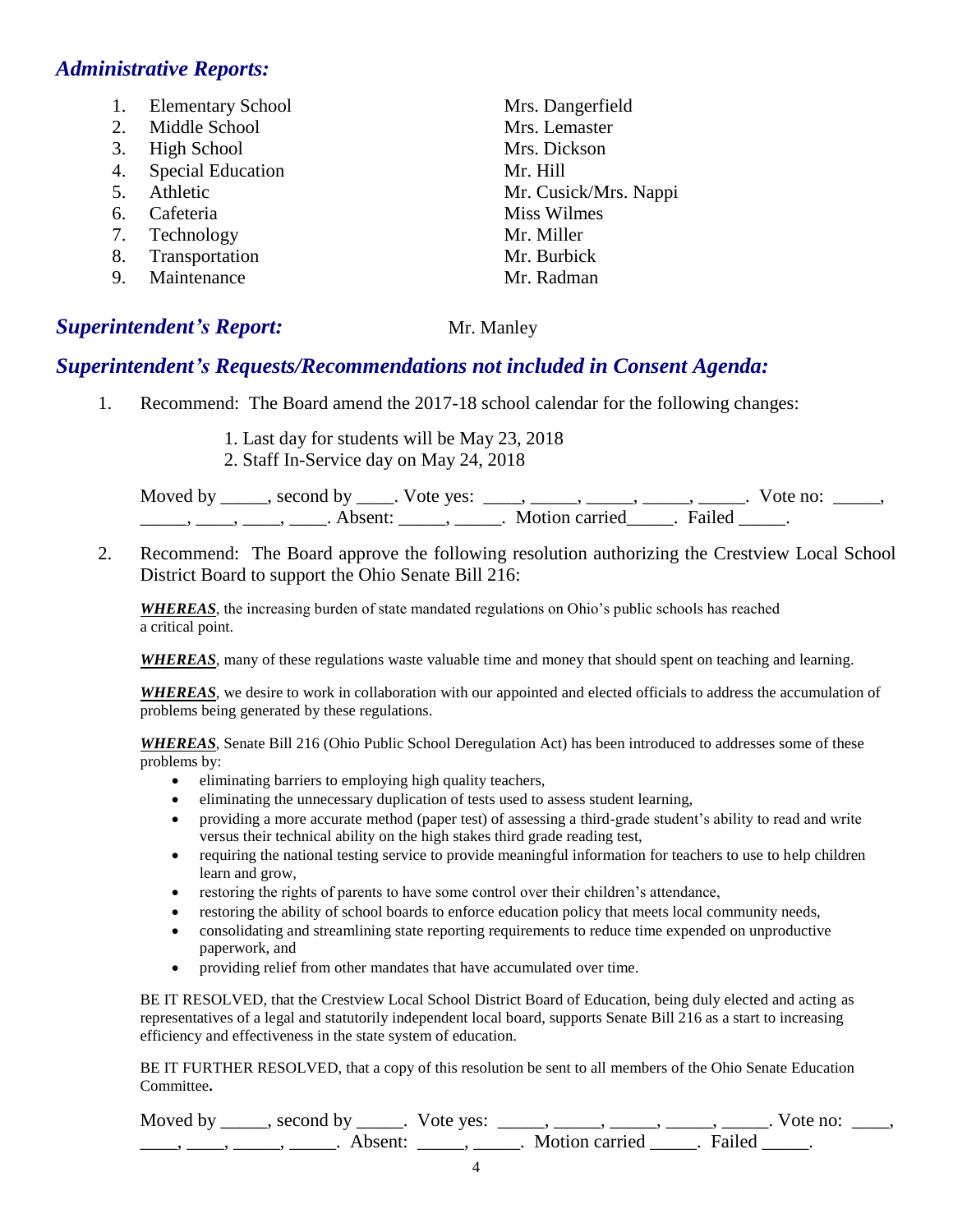## *Administrative Reports:*

1. Elementary School — Mrs. Dangerfield
2. Middle School — Mrs. Lemaster
3. High School — Mrs. Dickson
4. Special Education — Mr. Hill
5. Athletic — Mr. Cusick/Mrs. Nappi
6. Cafeteria — Miss Wilmes
7. Technology — Mr. Miller
8. Transportation — Mr. Burbick
9. Maintenance — Mr. Radman

## *Superintendent's Report:* Mr. Manley

## *Superintendent's Requests/Recommendations not included in Consent Agenda:*

1. Recommend: The Board amend the 2017-18 school calendar for the following changes:

   1. Last day for students will be May 23, 2018
   2. Staff In-Service day on May 24, 2018

   Moved by _____, second by ____. Vote yes: ____, _____, _____, _____, _____. Vote no: _____, _____, ____, ____, ____. Absent: _____, _____. Motion carried_____. Failed _____.

2. Recommend: The Board approve the following resolution authorizing the Crestview Local School District Board to support the Ohio Senate Bill 216:

   ***WHEREAS***, the increasing burden of state mandated regulations on Ohio's public schools has reached a critical point.

   ***WHEREAS***, many of these regulations waste valuable time and money that should spent on teaching and learning.

   ***WHEREAS***, we desire to work in collaboration with our appointed and elected officials to address the accumulation of problems being generated by these regulations.

   ***WHEREAS***, Senate Bill 216 (Ohio Public School Deregulation Act) has been introduced to addresses some of these problems by:

   - eliminating barriers to employing high quality teachers,
   - eliminating the unnecessary duplication of tests used to assess student learning,
   - providing a more accurate method (paper test) of assessing a third-grade student's ability to read and write versus their technical ability on the high stakes third grade reading test,
   - requiring the national testing service to provide meaningful information for teachers to use to help children learn and grow,
   - restoring the rights of parents to have some control over their children's attendance,
   - restoring the ability of school boards to enforce education policy that meets local community needs,
   - consolidating and streamlining state reporting requirements to reduce time expended on unproductive paperwork, and
   - providing relief from other mandates that have accumulated over time.

   BE IT RESOLVED, that the Crestview Local School District Board of Education, being duly elected and acting as representatives of a legal and statutorily independent local board, supports Senate Bill 216 as a start to increasing efficiency and effectiveness in the state system of education.

   BE IT FURTHER RESOLVED, that a copy of this resolution be sent to all members of the Ohio Senate Education Committee**.**

   Moved by _____, second by _____. Vote yes: _____, _____, _____, _____, _____. Vote no: ____, ____, ____, _____, _____. Absent: _____, _____. Motion carried _____. Failed _____.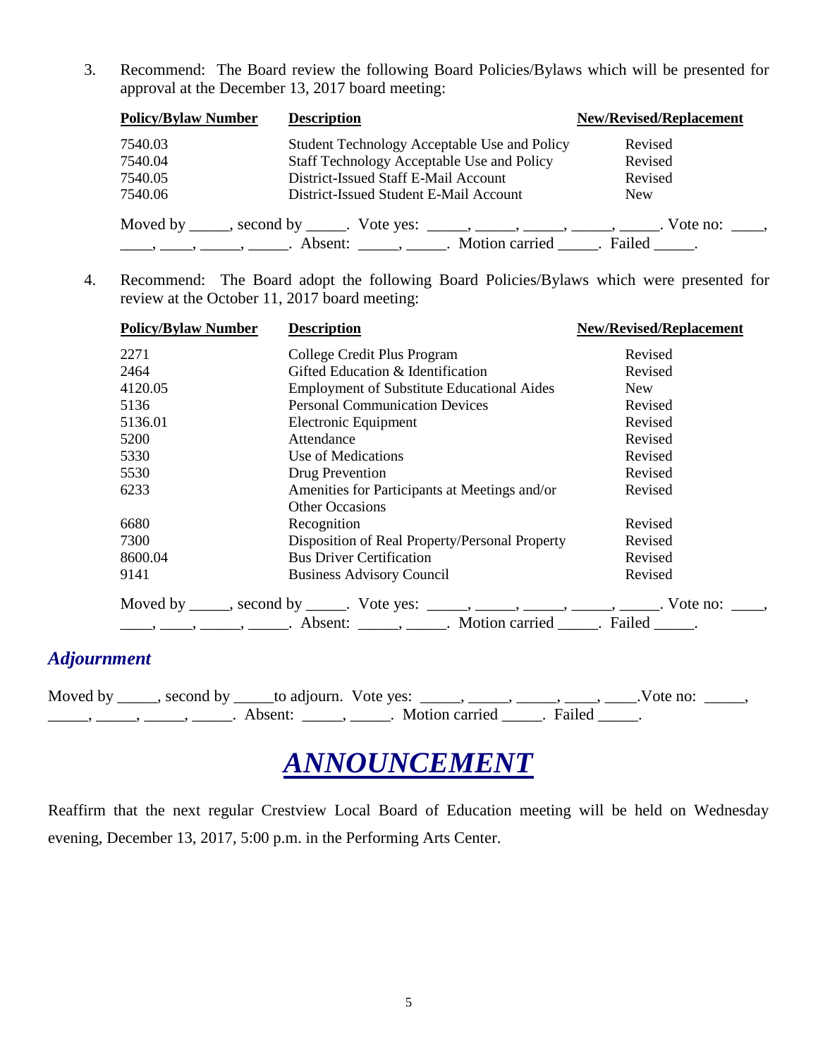3. Recommend: The Board review the following Board Policies/Bylaws which will be presented for approval at the December 13, 2017 board meeting:

| Policy/Bylaw Number | Description | New/Revised/Replacement |
|---|---|---|
| 7540.03 | Student Technology Acceptable Use and Policy | Revised |
| 7540.04 | Staff Technology Acceptable Use and Policy | Revised |
| 7540.05 | District-Issued Staff E-Mail Account | Revised |
| 7540.06 | District-Issued Student E-Mail Account | New |

Moved by _____, second by _____. Vote yes: _____, _____, _____, _____, _____. Vote no: ____, ____, ____, _____, _____. Absent: _____, _____. Motion carried _____. Failed _____.

4. Recommend: The Board adopt the following Board Policies/Bylaws which were presented for review at the October 11, 2017 board meeting:

| Policy/Bylaw Number | Description | New/Revised/Replacement |
|---|---|---|
| 2271 | College Credit Plus Program | Revised |
| 2464 | Gifted Education & Identification | Revised |
| 4120.05 | Employment of Substitute Educational Aides | New |
| 5136 | Personal Communication Devices | Revised |
| 5136.01 | Electronic Equipment | Revised |
| 5200 | Attendance | Revised |
| 5330 | Use of Medications | Revised |
| 5530 | Drug Prevention | Revised |
| 6233 | Amenities for Participants at Meetings and/or Other Occasions | Revised |
| 6680 | Recognition | Revised |
| 7300 | Disposition of Real Property/Personal Property | Revised |
| 8600.04 | Bus Driver Certification | Revised |
| 9141 | Business Advisory Council | Revised |

Moved by _____, second by _____. Vote yes: _____, _____, _____, _____, _____. Vote no: ____, ____, ____, _____, _____. Absent: _____, _____. Motion carried _____. Failed _____.

## *Adjournment*

Moved by _____, second by _____to adjourn. Vote yes: _____, _____, _____, ____, ____.Vote no: _____, _____, _____, _____, _____. Absent: _____, _____. Motion carried _____. Failed _____.

# *ANNOUNCEMENT*

Reaffirm that the next regular Crestview Local Board of Education meeting will be held on Wednesday evening, December 13, 2017, 5:00 p.m. in the Performing Arts Center.